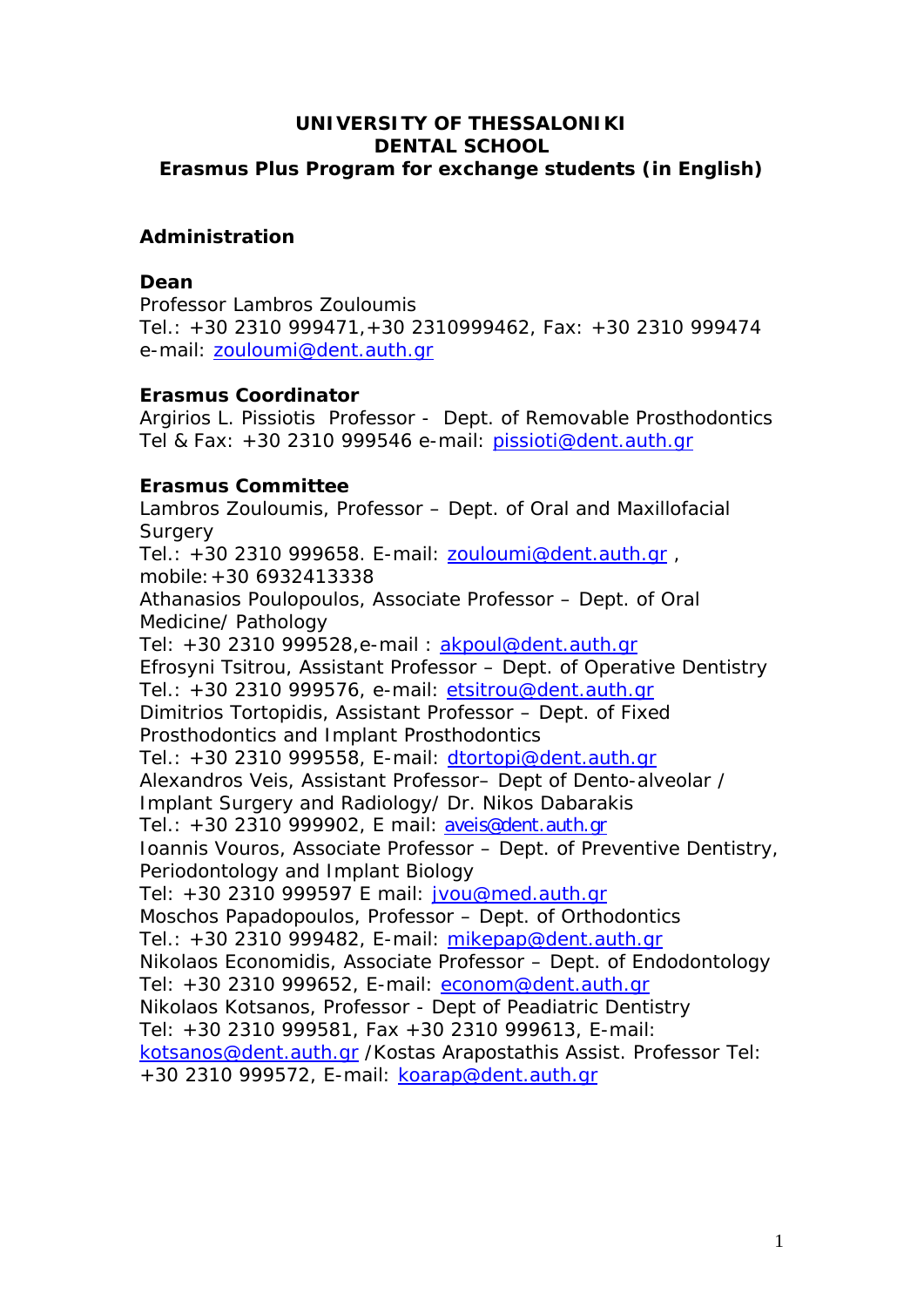# UNIVERSITY OF THESSALONIKI
# DENTAL SCHOOL
## Erasmus Plus Program for exchange students (in English)

### Administration

**Dean**
Professor Lambros Zouloumis
Tel.: +30 2310 999471,+30 2310999462, Fax: +30 2310 999474
e-mail: zouloumi@dent.auth.gr

**Erasmus Coordinator**
Argirios L. Pissiotis Professor - Dept. of Removable Prosthodontics
Tel & Fax: +30 2310 999546 e-mail: pissioti@dent.auth.gr

**Erasmus Committee**
Lambros Zouloumis, Professor – Dept. of Oral and Maxillofacial Surgery
Tel.: +30 2310 999658. E-mail: zouloumi@dent.auth.gr , mobile:+30 6932413338
Athanasios Poulopoulos, Associate Professor – Dept. of Oral Medicine/ Pathology
Tel: +30 2310 999528,e-mail : akpoul@dent.auth.gr
Efrosyni Tsitrou, Assistant Professor – Dept. of Operative Dentistry
Tel.: +30 2310 999576, e-mail: etsitrou@dent.auth.gr
Dimitrios Tortopidis, Assistant Professor – Dept. of Fixed Prosthodontics and Implant Prosthodontics
Tel.: +30 2310 999558, E-mail: dtortopi@dent.auth.gr
Alexandros Veis, Assistant Professor– Dept of Dento-alveolar / Implant Surgery and Radiology/ Dr. Nikos Dabarakis
Tel.: +30 2310 999902, E mail: aveis@dent.auth.gr
Ioannis Vouros, Associate Professor – Dept. of Preventive Dentistry, Periodontology and Implant Biology
Tel: +30 2310 999597 E mail: jvou@med.auth.gr
Moschos Papadopoulos, Professor – Dept. of Orthodontics
Tel.: +30 2310 999482, E-mail: mikepap@dent.auth.gr
Nikolaos Economidis, Associate Professor – Dept. of Endodontology
Tel: +30 2310 999652, E-mail: econom@dent.auth.gr
Nikolaos Kotsanos, Professor - Dept of Peadiatric Dentistry
Tel: +30 2310 999581, Fax +30 2310 999613, E-mail: kotsanos@dent.auth.gr /Kostas Arapostathis Assist. Professor Tel: +30 2310 999572, E-mail: koarap@dent.auth.gr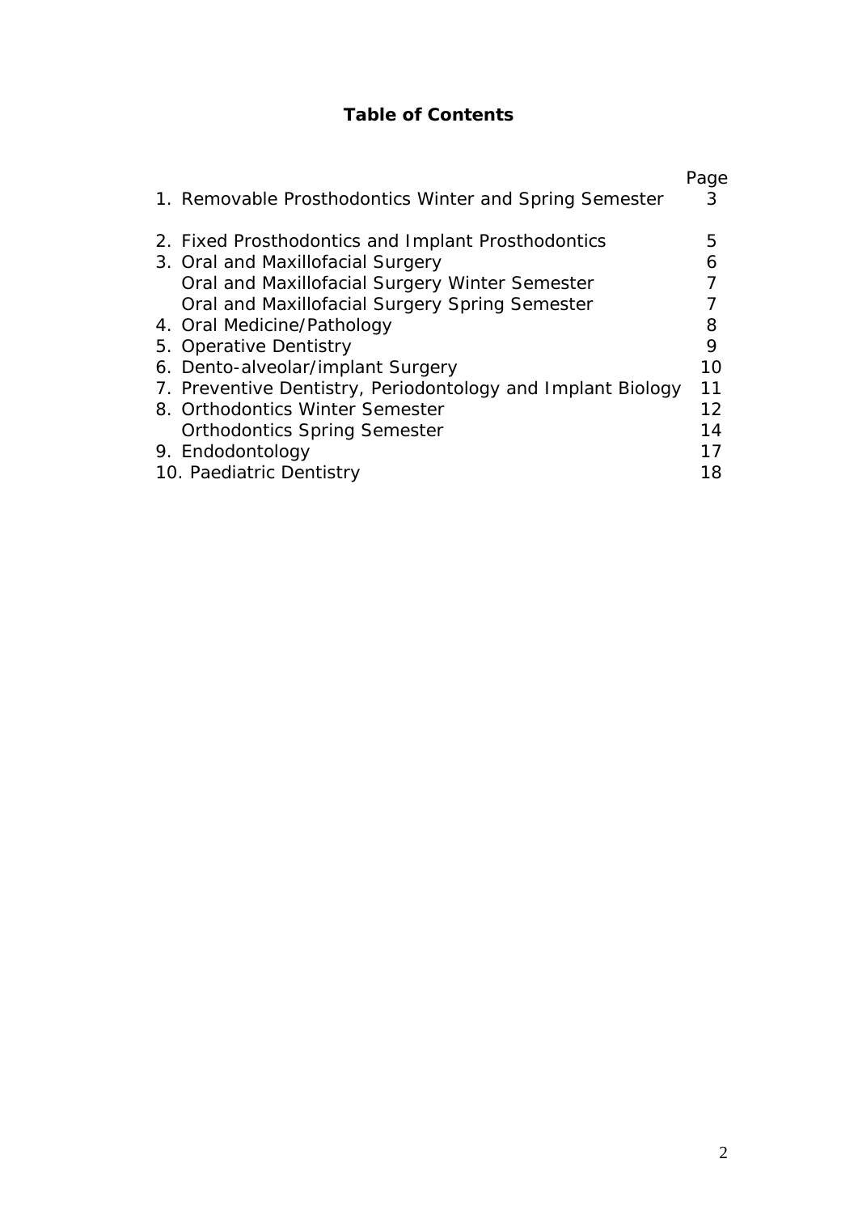# Table of Contents

| | Page |
|---|---|
| 1. Removable Prosthodontics Winter and Spring Semester | 3 |
| 2. Fixed Prosthodontics and Implant Prosthodontics | 5 |
| 3. Oral and Maxillofacial Surgery | 6 |
| Oral and Maxillofacial Surgery Winter Semester | 7 |
| Oral and Maxillofacial Surgery Spring Semester | 7 |
| 4. Oral Medicine/Pathology | 8 |
| 5. Operative Dentistry | 9 |
| 6. Dento-alveolar/implant Surgery | 10 |
| 7. Preventive Dentistry, Periodontology and Implant Biology | 11 |
| 8. Orthodontics Winter Semester | 12 |
| Orthodontics Spring Semester | 14 |
| 9. Endodontology | 17 |
| 10. Paediatric Dentistry | 18 |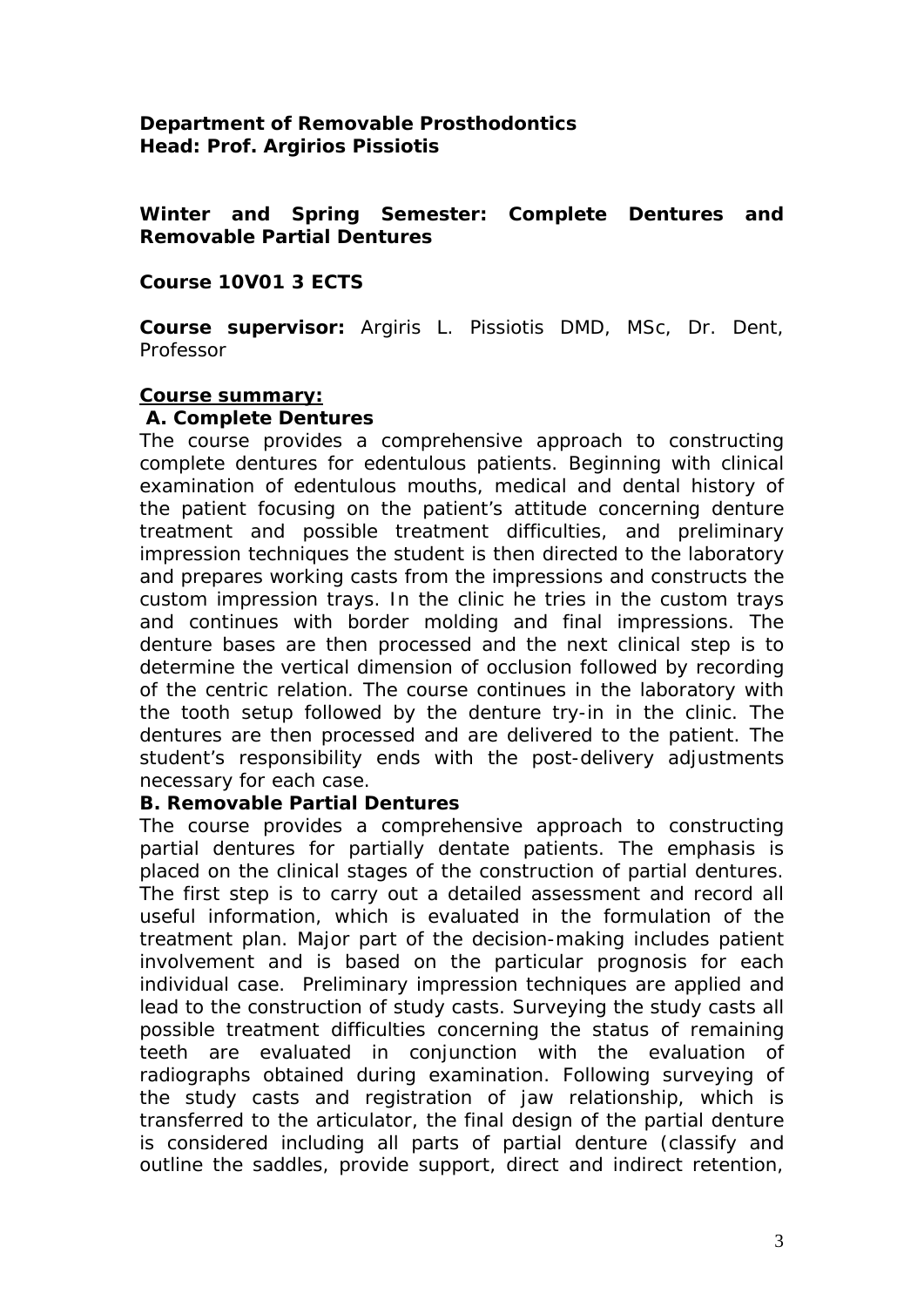**Department of Removable Prosthodontics**
**Head: Prof. Argirios Pissiotis**

**Winter and Spring Semester: Complete Dentures and Removable Partial Dentures**

**Course 10V01 3 ECTS**

**Course supervisor:** Argiris L. Pissiotis DMD, MSc, Dr. Dent, Professor

**Course summary:**

**A. Complete Dentures**

The course provides a comprehensive approach to constructing complete dentures for edentulous patients. Beginning with clinical examination of edentulous mouths, medical and dental history of the patient focusing on the patient's attitude concerning denture treatment and possible treatment difficulties, and preliminary impression techniques the student is then directed to the laboratory and prepares working casts from the impressions and constructs the custom impression trays. In the clinic he tries in the custom trays and continues with border molding and final impressions. The denture bases are then processed and the next clinical step is to determine the vertical dimension of occlusion followed by recording of the centric relation. The course continues in the laboratory with the tooth setup followed by the denture try-in in the clinic. The dentures are then processed and are delivered to the patient. The student's responsibility ends with the post-delivery adjustments necessary for each case.

**B. Removable Partial Dentures**

The course provides a comprehensive approach to constructing partial dentures for partially dentate patients. The emphasis is placed on the clinical stages of the construction of partial dentures. The first step is to carry out a detailed assessment and record all useful information, which is evaluated in the formulation of the treatment plan. Major part of the decision-making includes patient involvement and is based on the particular prognosis for each individual case. Preliminary impression techniques are applied and lead to the construction of study casts. Surveying the study casts all possible treatment difficulties concerning the status of remaining teeth are evaluated in conjunction with the evaluation of radiographs obtained during examination. Following surveying of the study casts and registration of jaw relationship, which is transferred to the articulator, the final design of the partial denture is considered including all parts of partial denture (classify and outline the saddles, provide support, direct and indirect retention,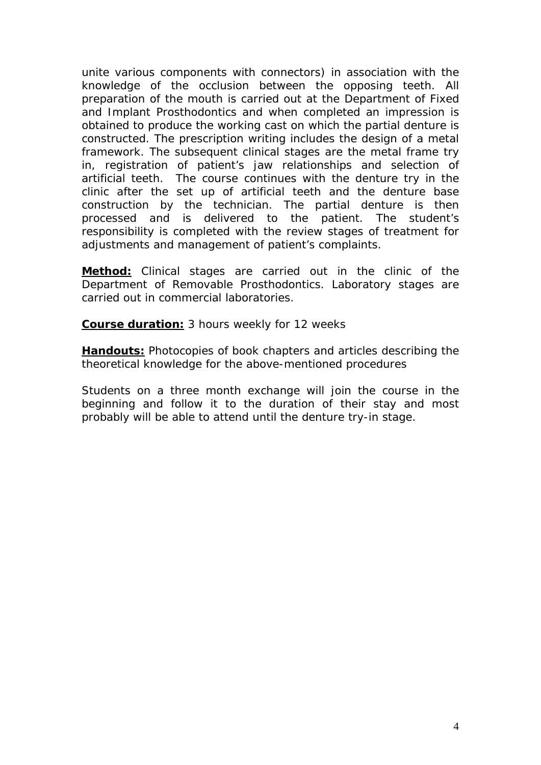unite various components with connectors) in association with the knowledge of the occlusion between the opposing teeth. All preparation of the mouth is carried out at the Department of Fixed and Implant Prosthodontics and when completed an impression is obtained to produce the working cast on which the partial denture is constructed. The prescription writing includes the design of a metal framework. The subsequent clinical stages are the metal frame try in, registration of patient's jaw relationships and selection of artificial teeth. The course continues with the denture try in the clinic after the set up of artificial teeth and the denture base construction by the technician. The partial denture is then processed and is delivered to the patient. The student's responsibility is completed with the review stages of treatment for adjustments and management of patient's complaints.

**Method:** Clinical stages are carried out in the clinic of the Department of Removable Prosthodontics. Laboratory stages are carried out in commercial laboratories.

**Course duration:** 3 hours weekly for 12 weeks

**Handouts:** Photocopies of book chapters and articles describing the theoretical knowledge for the above-mentioned procedures

Students on a three month exchange will join the course in the beginning and follow it to the duration of their stay and most probably will be able to attend until the denture try-in stage.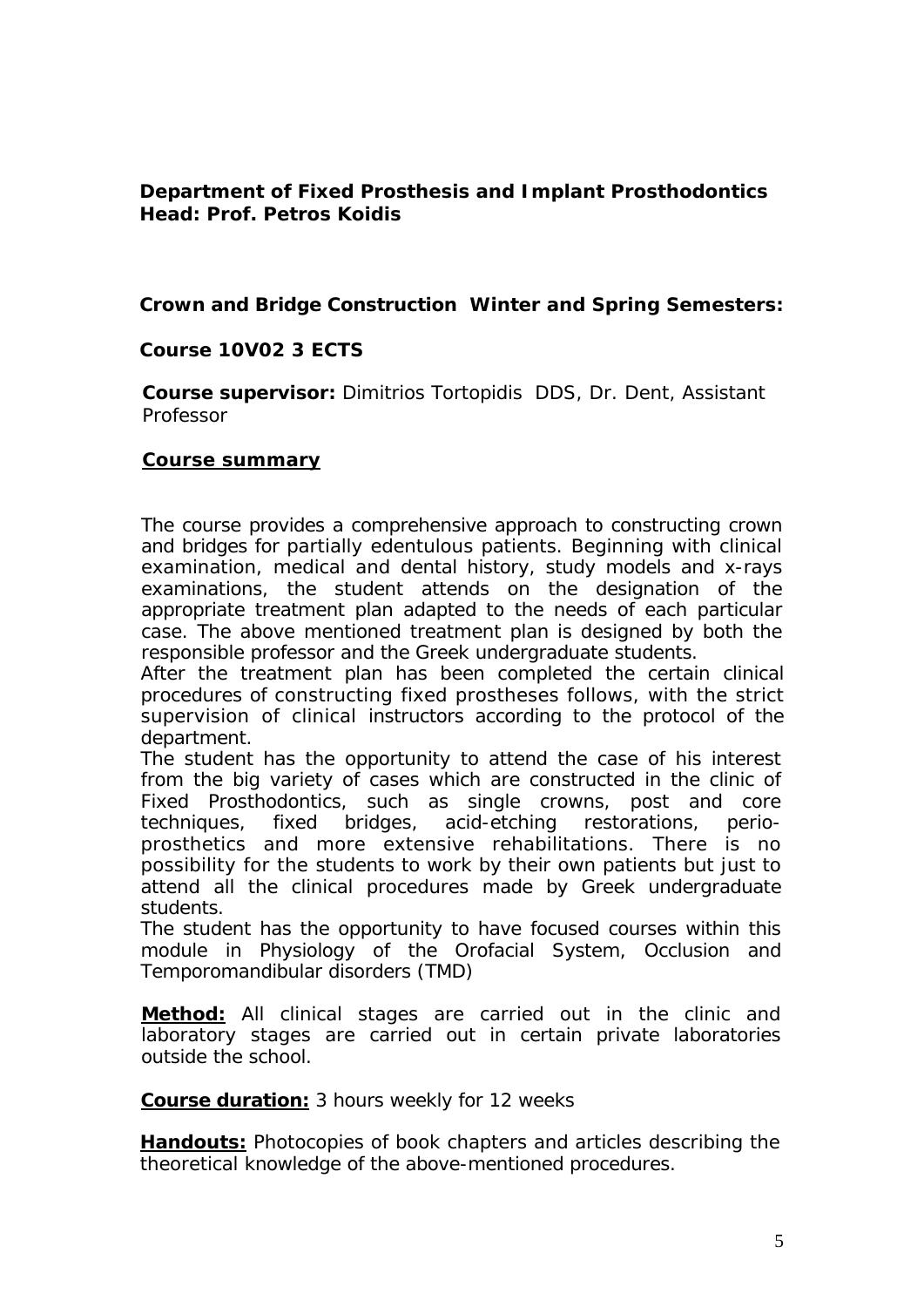**Department of Fixed Prosthesis and Implant Prosthodontics**
**Head: Prof. Petros Koidis**

## Crown and Bridge Construction Winter and Spring Semesters:

### Course 10V02 3 ECTS

**Course supervisor:** Dimitrios Tortopidis DDS, Dr. Dent, Assistant Professor

**Course summary**

The course provides a comprehensive approach to constructing crown and bridges for partially edentulous patients. Beginning with clinical examination, medical and dental history, study models and x-rays examinations, the student attends on the designation of the appropriate treatment plan adapted to the needs of each particular case. The above mentioned treatment plan is designed by both the responsible professor and the Greek undergraduate students.
After the treatment plan has been completed the certain clinical procedures of constructing fixed prostheses follows, with the strict supervision of clinical instructors according to the protocol of the department.
The student has the opportunity to attend the case of his interest from the big variety of cases which are constructed in the clinic of Fixed Prosthodontics, such as single crowns, post and core techniques, fixed bridges, acid-etching restorations, perio-prosthetics and more extensive rehabilitations. There is no possibility for the students to work by their own patients but just to attend all the clinical procedures made by Greek undergraduate students.
The student has the opportunity to have focused courses within this module in Physiology of the Orofacial System, Occlusion and Temporomandibular disorders (TMD)

**Method:** All clinical stages are carried out in the clinic and laboratory stages are carried out in certain private laboratories outside the school.

**Course duration:** 3 hours weekly for 12 weeks

**Handouts:** Photocopies of book chapters and articles describing the theoretical knowledge of the above-mentioned procedures.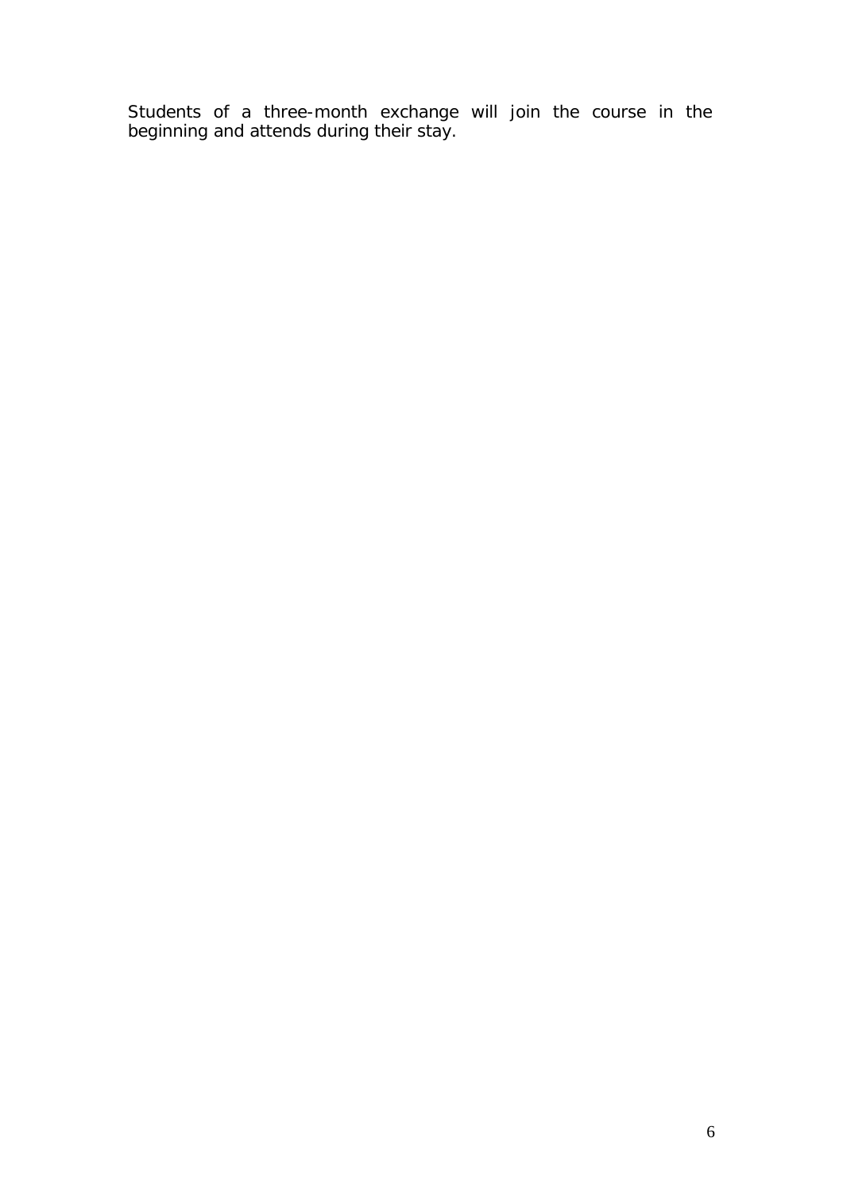Students of a three-month exchange will join the course in the beginning and attends during their stay.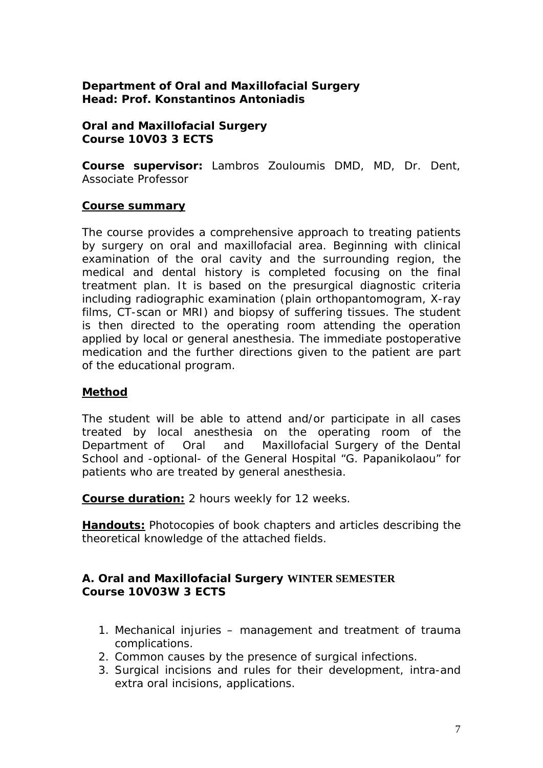**Department of Oral and Maxillofacial Surgery**
**Head: Prof. Konstantinos Antoniadis**

## Oral and Maxillofacial Surgery
## Course 10V03 3 ECTS

**Course supervisor:** Lambros Zouloumis DMD, MD, Dr. Dent, Associate Professor

### Course summary

The course provides a comprehensive approach to treating patients by surgery on oral and maxillofacial area. Beginning with clinical examination of the oral cavity and the surrounding region, the medical and dental history is completed focusing on the final treatment plan. It is based on the presurgical diagnostic criteria including radiographic examination (plain orthopantomogram, X-ray films, CT-scan or MRI) and biopsy of suffering tissues. The student is then directed to the operating room attending the operation applied by local or general anesthesia. The immediate postoperative medication and the further directions given to the patient are part of the educational program.

### Method

The student will be able to attend and/or participate in all cases treated by local anesthesia on the operating room of the Department of Oral and Maxillofacial Surgery of the Dental School and -optional- of the General Hospital "G. Papanikolaou" for patients who are treated by general anesthesia.

**Course duration:** 2 hours weekly for 12 weeks.

**Handouts:** Photocopies of book chapters and articles describing the theoretical knowledge of the attached fields.

### A. Oral and Maxillofacial Surgery WINTER SEMESTER
### Course 10V03W 3 ECTS

1. Mechanical injuries – management and treatment of trauma complications.
2. Common causes by the presence of surgical infections.
3. Surgical incisions and rules for their development, intra-and extra oral incisions, applications.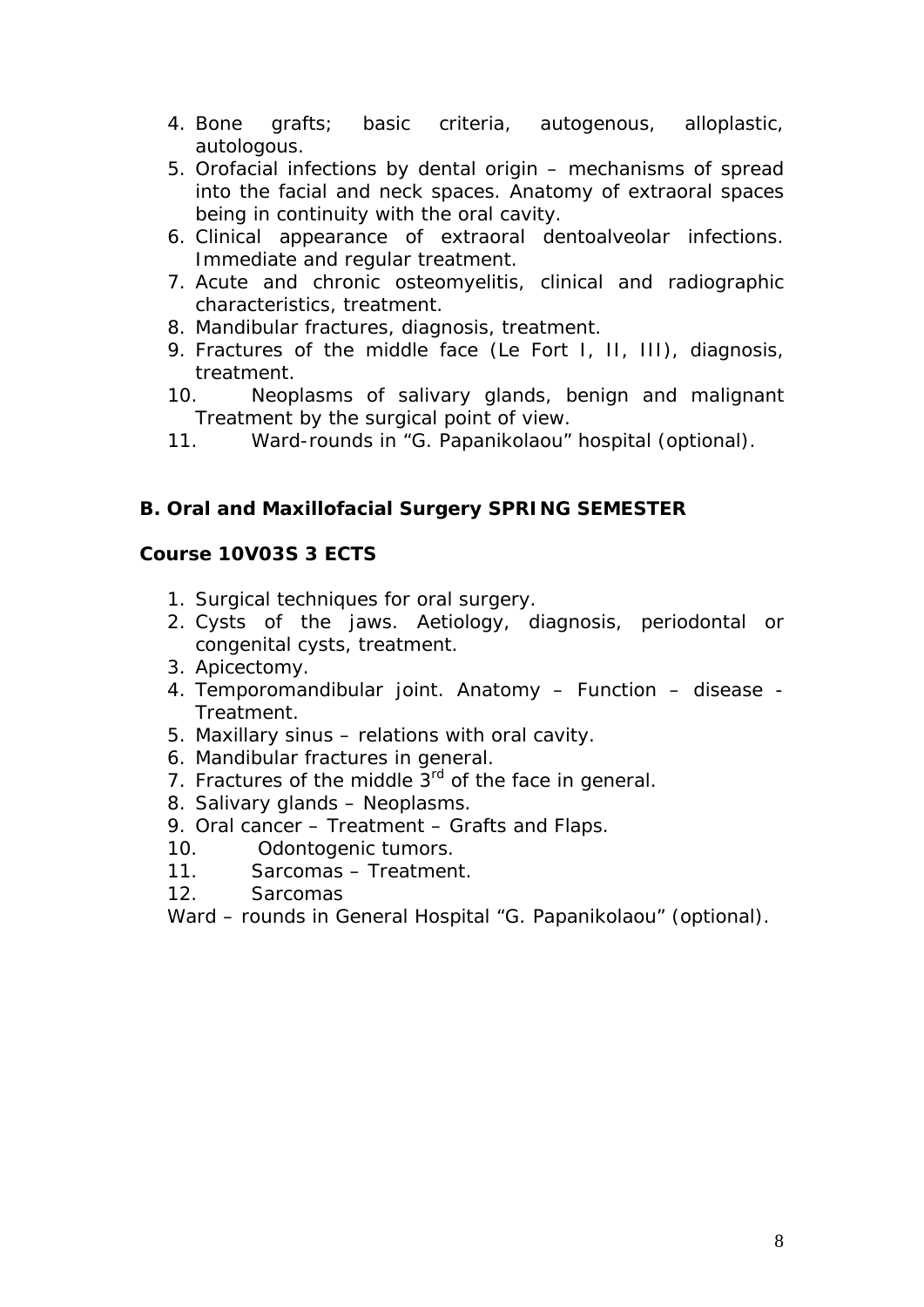4. Bone grafts; basic criteria, autogenous, alloplastic, autologous.
5. Orofacial infections by dental origin – mechanisms of spread into the facial and neck spaces. Anatomy of extraoral spaces being in continuity with the oral cavity.
6. Clinical appearance of extraoral dentoalveolar infections. Immediate and regular treatment.
7. Acute and chronic osteomyelitis, clinical and radiographic characteristics, treatment.
8. Mandibular fractures, diagnosis, treatment.
9. Fractures of the middle face (Le Fort I, II, III), diagnosis, treatment.
10. Neoplasms of salivary glands, benign and malignant Treatment by the surgical point of view.
11. Ward-rounds in "G. Papanikolaou" hospital (optional).

**B. Oral and Maxillofacial Surgery SPRING SEMESTER**

**Course 10V03S 3 ECTS**

1. Surgical techniques for oral surgery.
2. Cysts of the jaws. Aetiology, diagnosis, periodontal or congenital cysts, treatment.
3. Apicectomy.
4. Temporomandibular joint. Anatomy – Function – disease - Treatment.
5. Maxillary sinus – relations with oral cavity.
6. Mandibular fractures in general.
7. Fractures of the middle 3rd of the face in general.
8. Salivary glands – Neoplasms.
9. Oral cancer – Treatment – Grafts and Flaps.
10. Odontogenic tumors.
11. Sarcomas – Treatment.
12. Sarcomas

Ward – rounds in General Hospital "G. Papanikolaou" (optional).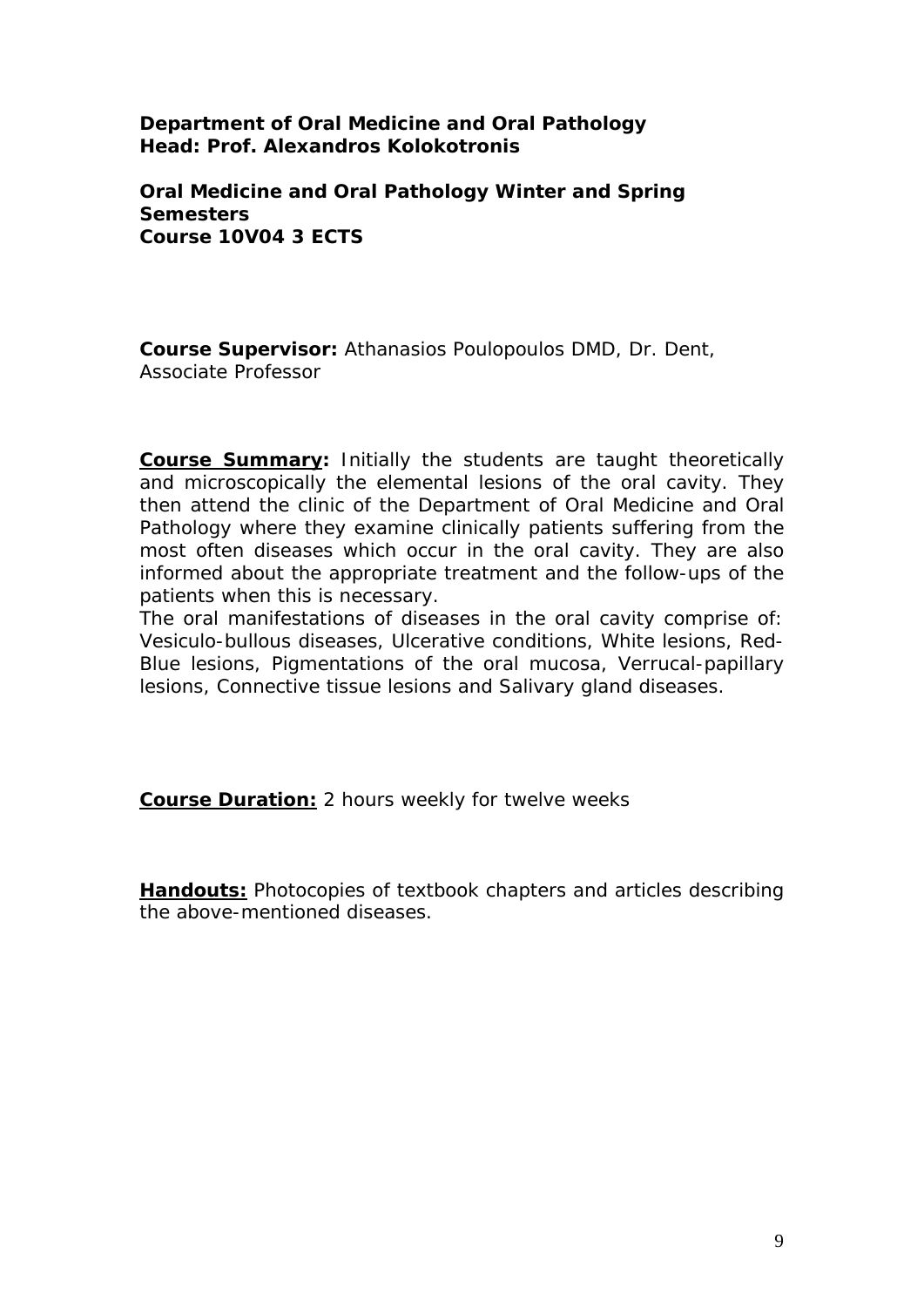**Department of Oral Medicine and Oral Pathology**
**Head: Prof. Alexandros Kolokotronis**

**Oral Medicine and Oral Pathology Winter and Spring Semesters**
**Course 10V04 3 ECTS**

**Course Supervisor:** Athanasios Poulopoulos DMD, Dr. Dent, Associate Professor

**Course Summary:** Initially the students are taught theoretically and microscopically the elemental lesions of the oral cavity. They then attend the clinic of the Department of Oral Medicine and Oral Pathology where they examine clinically patients suffering from the most often diseases which occur in the oral cavity. They are also informed about the appropriate treatment and the follow-ups of the patients when this is necessary.

The oral manifestations of diseases in the oral cavity comprise of: Vesiculo-bullous diseases, Ulcerative conditions, White lesions, Red-Blue lesions, Pigmentations of the oral mucosa, Verrucal-papillary lesions, Connective tissue lesions and Salivary gland diseases.

**Course Duration:** 2 hours weekly for twelve weeks

**Handouts:** Photocopies of textbook chapters and articles describing the above-mentioned diseases.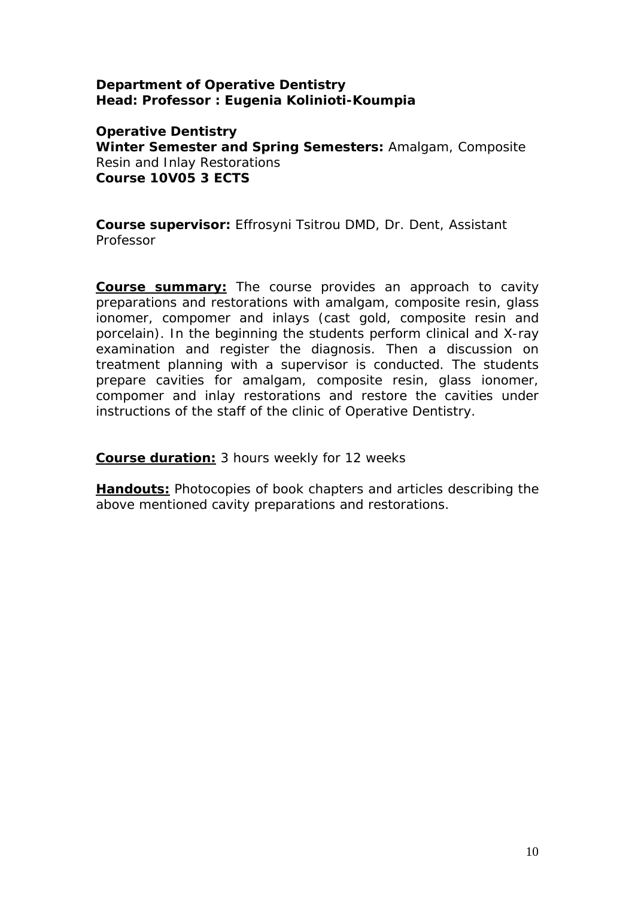**Department of Operative Dentistry**
**Head: Professor : Eugenia Kolinioti-Koumpia**

**Operative Dentistry**
**Winter Semester and Spring Semesters:** Amalgam, Composite Resin and Inlay Restorations
**Course 10V05 3 ECTS**

**Course supervisor:** Effrosyni Tsitrou DMD, Dr. Dent, Assistant Professor

**Course summary:** The course provides an approach to cavity preparations and restorations with amalgam, composite resin, glass ionomer, compomer and inlays (cast gold, composite resin and porcelain). In the beginning the students perform clinical and X-ray examination and register the diagnosis. Then a discussion on treatment planning with a supervisor is conducted. The students prepare cavities for amalgam, composite resin, glass ionomer, compomer and inlay restorations and restore the cavities under instructions of the staff of the clinic of Operative Dentistry.

**Course duration:** 3 hours weekly for 12 weeks

**Handouts:** Photocopies of book chapters and articles describing the above mentioned cavity preparations and restorations.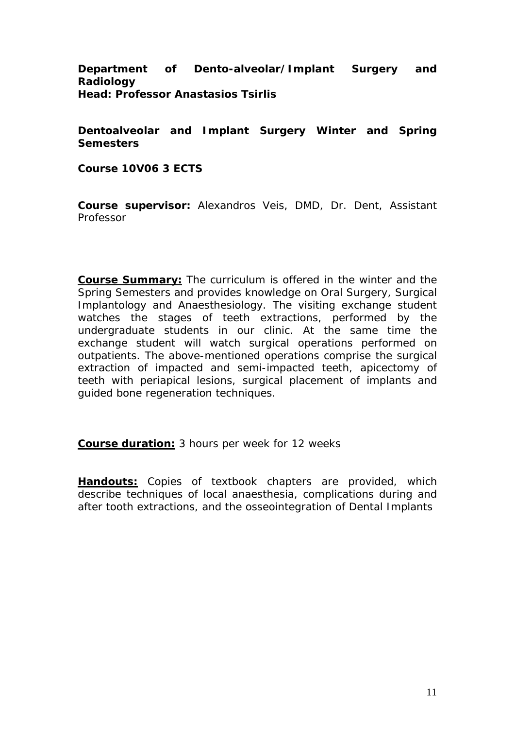**Department of Dento-alveolar/Implant Surgery and Radiology**
**Head: Professor Anastasios Tsirlis**

**Dentoalveolar and Implant Surgery Winter and Spring Semesters**

**Course 10V06 3 ECTS**

**Course supervisor:** Alexandros Veis, DMD, Dr. Dent, Assistant Professor

**Course Summary:** The curriculum is offered in the winter and the Spring Semesters and provides knowledge on Oral Surgery, Surgical Implantology and Anaesthesiology. The visiting exchange student watches the stages of teeth extractions, performed by the undergraduate students in our clinic. At the same time the exchange student will watch surgical operations performed on outpatients. The above-mentioned operations comprise the surgical extraction of impacted and semi-impacted teeth, apicectomy of teeth with periapical lesions, surgical placement of implants and guided bone regeneration techniques.

**Course duration:** 3 hours per week for 12 weeks

**Handouts:** Copies of textbook chapters are provided, which describe techniques of local anaesthesia, complications during and after tooth extractions, and the osseointegration of Dental Implants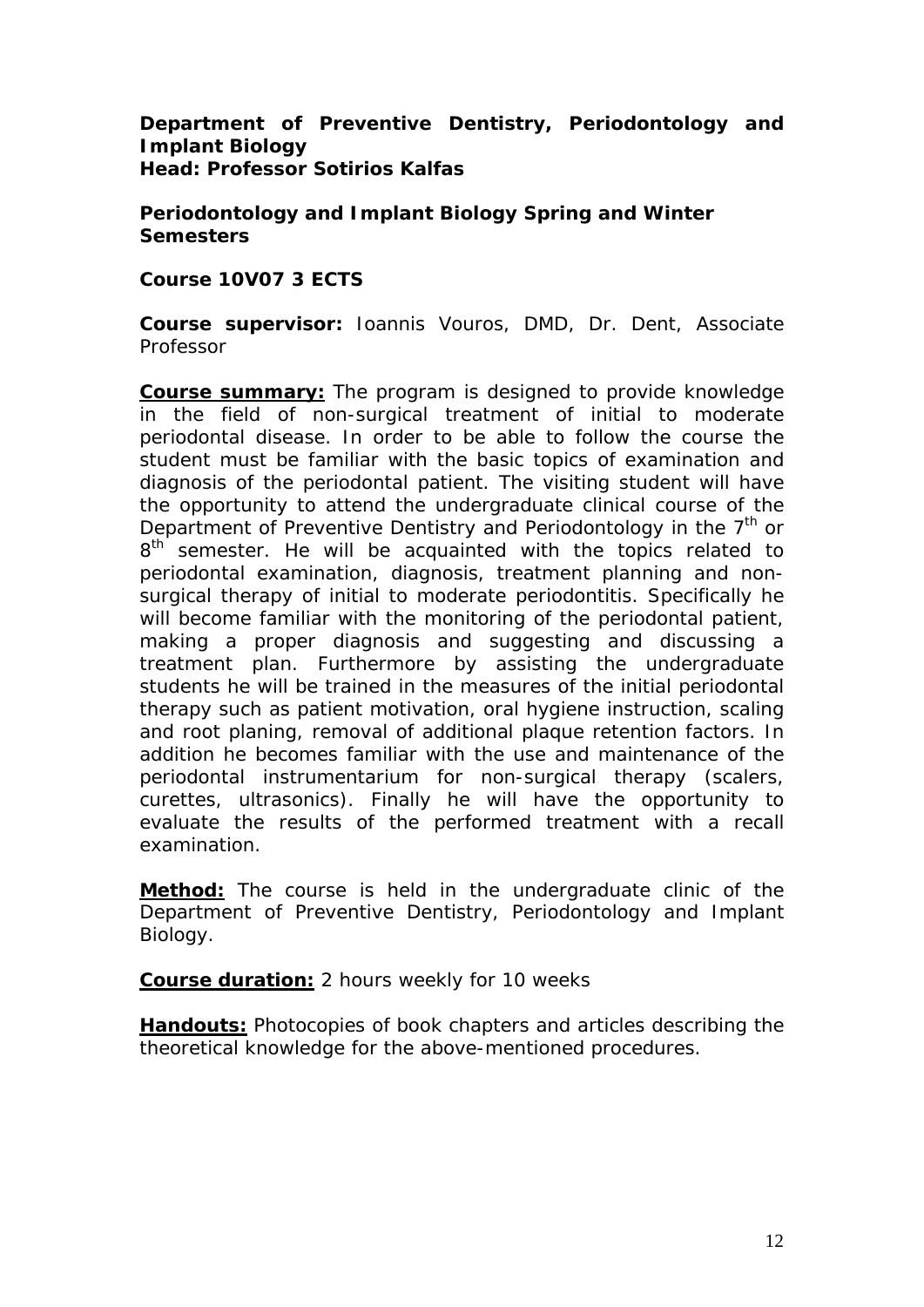**Department of Preventive Dentistry, Periodontology and Implant Biology**
**Head: Professor Sotirios Kalfas**

**Periodontology and Implant Biology Spring and Winter Semesters**

**Course 10V07 3 ECTS**

**Course supervisor:** Ioannis Vouros, DMD, Dr. Dent, Associate Professor

**Course summary:** The program is designed to provide knowledge in the field of non-surgical treatment of initial to moderate periodontal disease. In order to be able to follow the course the student must be familiar with the basic topics of examination and diagnosis of the periodontal patient. The visiting student will have the opportunity to attend the undergraduate clinical course of the Department of Preventive Dentistry and Periodontology in the 7th or 8th semester. He will be acquainted with the topics related to periodontal examination, diagnosis, treatment planning and non-surgical therapy of initial to moderate periodontitis. Specifically he will become familiar with the monitoring of the periodontal patient, making a proper diagnosis and suggesting and discussing a treatment plan. Furthermore by assisting the undergraduate students he will be trained in the measures of the initial periodontal therapy such as patient motivation, oral hygiene instruction, scaling and root planing, removal of additional plaque retention factors. In addition he becomes familiar with the use and maintenance of the periodontal instrumentarium for non-surgical therapy (scalers, curettes, ultrasonics). Finally he will have the opportunity to evaluate the results of the performed treatment with a recall examination.

**Method:** The course is held in the undergraduate clinic of the Department of Preventive Dentistry, Periodontology and Implant Biology.

**Course duration:** 2 hours weekly for 10 weeks

**Handouts:** Photocopies of book chapters and articles describing the theoretical knowledge for the above-mentioned procedures.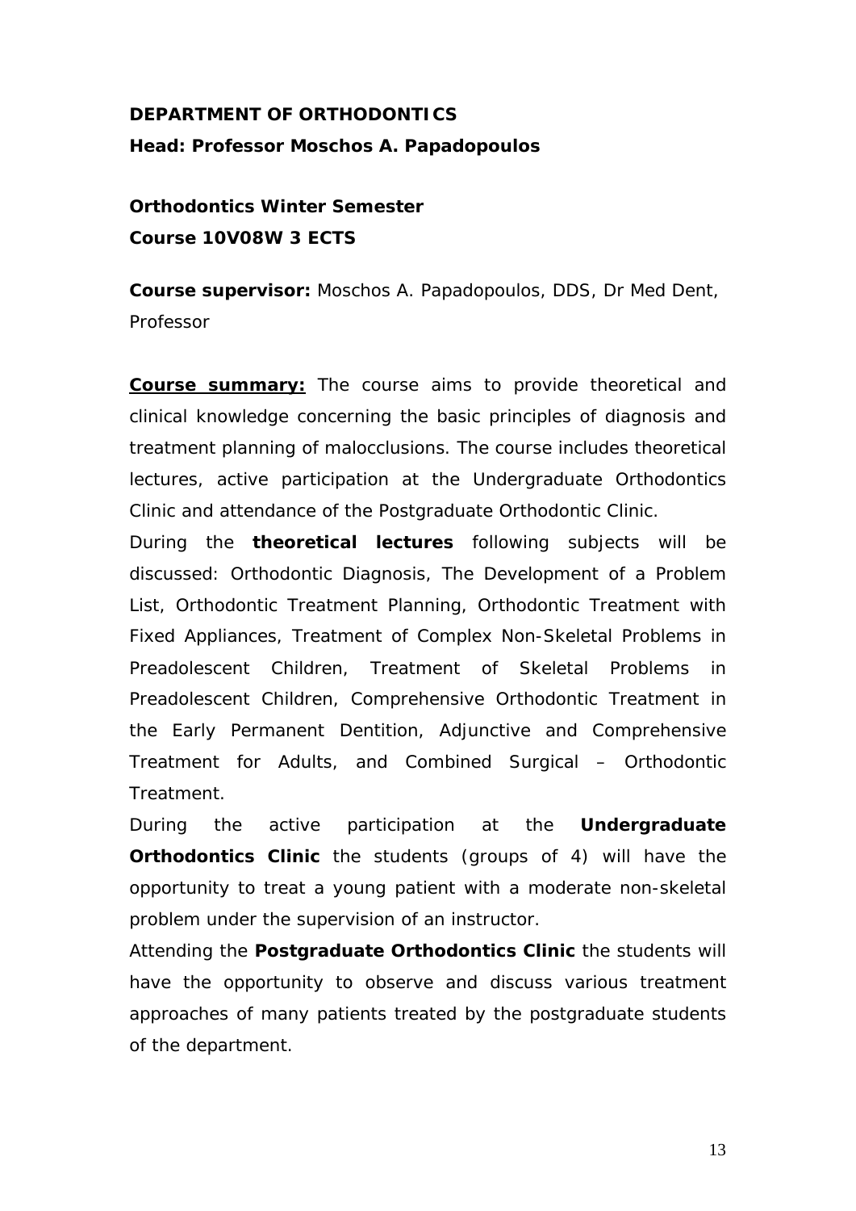**DEPARTMENT OF ORTHODONTICS**

**Head: Professor Moschos A. Papadopoulos**

**Orthodontics Winter Semester**

**Course 10V08W 3 ECTS**

**Course supervisor:** Moschos A. Papadopoulos, DDS, Dr Med Dent, Professor

**Course summary:** The course aims to provide theoretical and clinical knowledge concerning the basic principles of diagnosis and treatment planning of malocclusions. The course includes theoretical lectures, active participation at the Undergraduate Orthodontics Clinic and attendance of the Postgraduate Orthodontic Clinic.

During the **theoretical lectures** following subjects will be discussed: Orthodontic Diagnosis, The Development of a Problem List, Orthodontic Treatment Planning, Orthodontic Treatment with Fixed Appliances, Treatment of Complex Non-Skeletal Problems in Preadolescent Children, Treatment of Skeletal Problems in Preadolescent Children, Comprehensive Orthodontic Treatment in the Early Permanent Dentition, Adjunctive and Comprehensive Treatment for Adults, and Combined Surgical – Orthodontic Treatment.

During the active participation at the **Undergraduate Orthodontics Clinic** the students (groups of 4) will have the opportunity to treat a young patient with a moderate non-skeletal problem under the supervision of an instructor.

Attending the **Postgraduate Orthodontics Clinic** the students will have the opportunity to observe and discuss various treatment approaches of many patients treated by the postgraduate students of the department.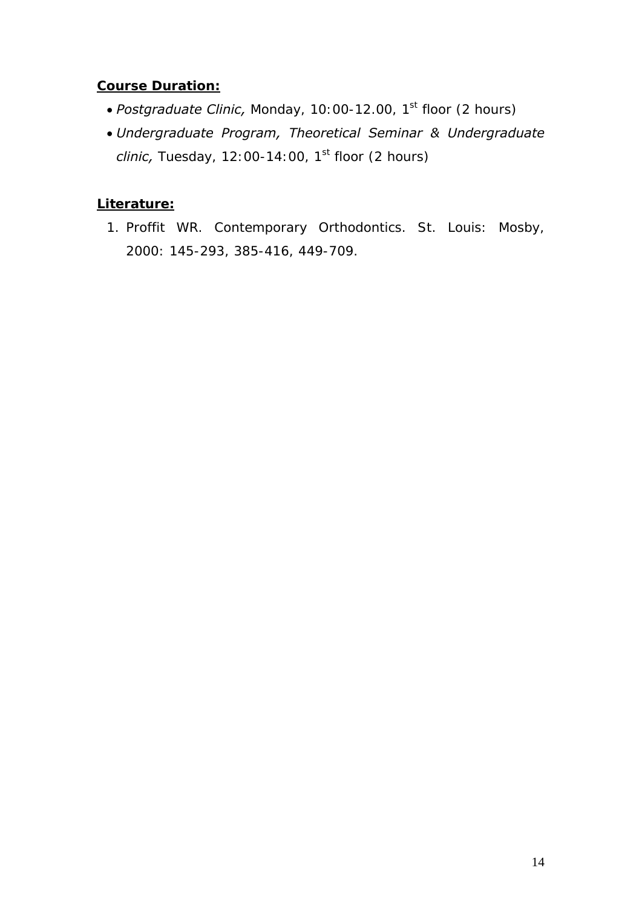**Course Duration:**

- *Postgraduate Clinic,* Monday, 10:00-12.00, 1st floor (2 hours)
- *Undergraduate Program, Theoretical Seminar & Undergraduate clinic,* Tuesday, 12:00-14:00, 1st floor (2 hours)

**Literature:**

1. Proffit WR. Contemporary Orthodontics. St. Louis: Mosby, 2000: 145-293, 385-416, 449-709.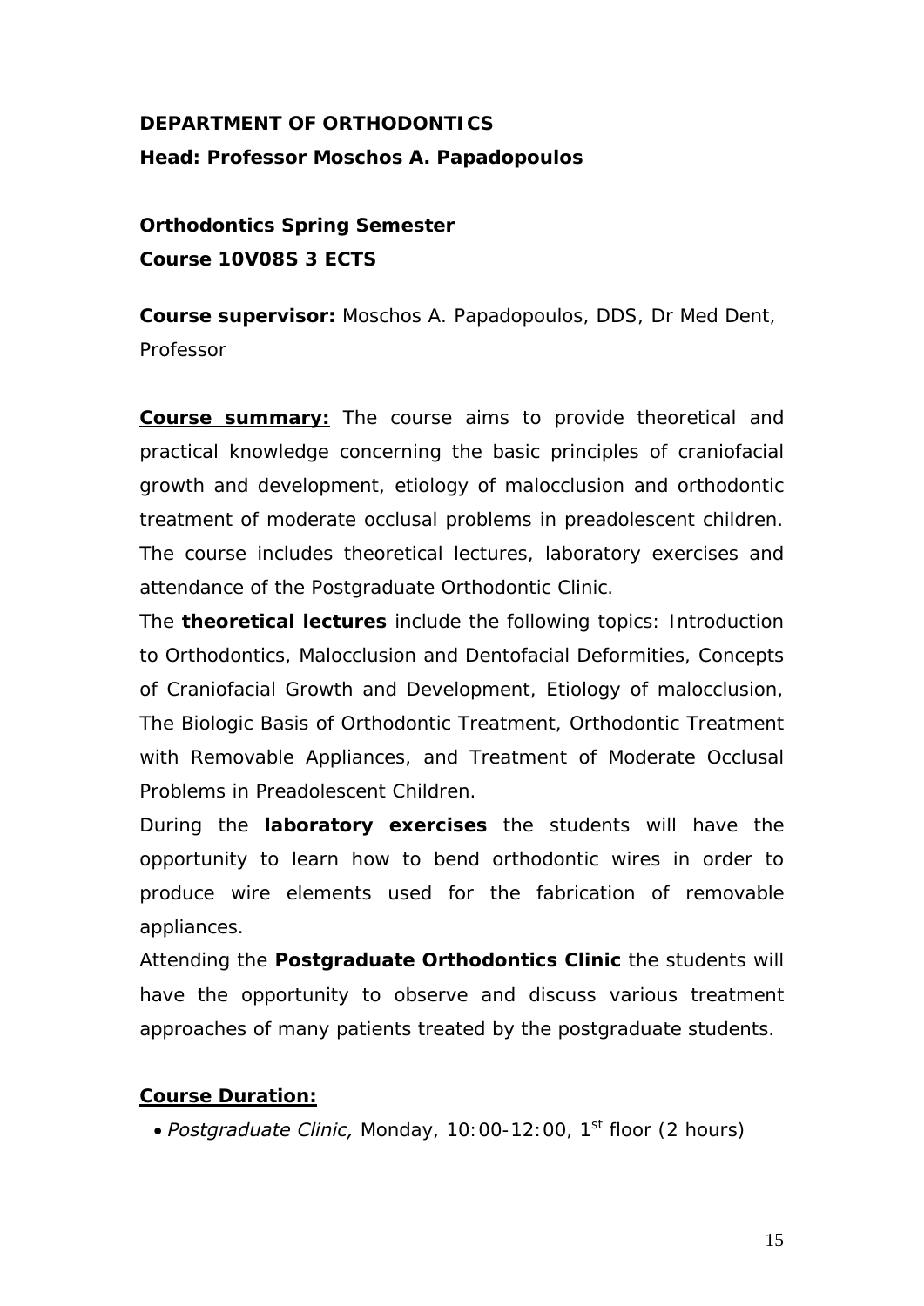**DEPARTMENT OF ORTHODONTICS**

**Head: Professor Moschos A. Papadopoulos**

**Orthodontics Spring Semester**

**Course 10V08S 3 ECTS**

**Course supervisor:** Moschos A. Papadopoulos, DDS, Dr Med Dent, Professor

**Course summary:** The course aims to provide theoretical and practical knowledge concerning the basic principles of craniofacial growth and development, etiology of malocclusion and orthodontic treatment of moderate occlusal problems in preadolescent children. The course includes theoretical lectures, laboratory exercises and attendance of the Postgraduate Orthodontic Clinic.

The **theoretical lectures** include the following topics: Introduction to Orthodontics, Malocclusion and Dentofacial Deformities, Concepts of Craniofacial Growth and Development, Etiology of malocclusion, The Biologic Basis of Orthodontic Treatment, Orthodontic Treatment with Removable Appliances, and Treatment of Moderate Occlusal Problems in Preadolescent Children.

During the **laboratory exercises** the students will have the opportunity to learn how to bend orthodontic wires in order to produce wire elements used for the fabrication of removable appliances.

Attending the **Postgraduate Orthodontics Clinic** the students will have the opportunity to observe and discuss various treatment approaches of many patients treated by the postgraduate students.

**Course Duration:**

- *Postgraduate Clinic,* Monday, 10:00-12:00, 1st floor (2 hours)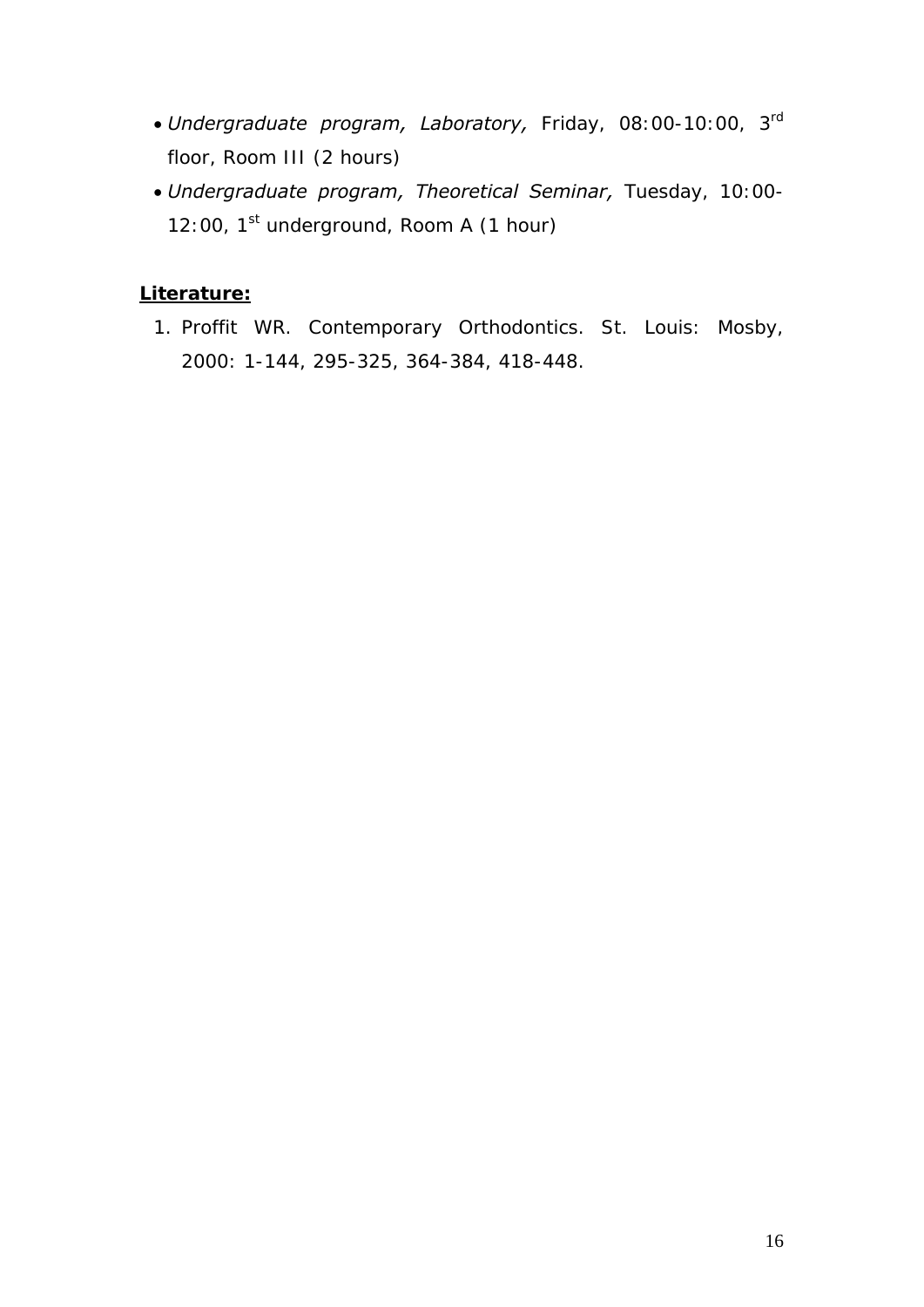- *Undergraduate program, Laboratory,* Friday, 08:00-10:00, 3rd floor, Room III (2 hours)
- *Undergraduate program, Theoretical Seminar,* Tuesday, 10:00-12:00, 1st underground, Room A (1 hour)

**Literature:**

1. Proffit WR. Contemporary Orthodontics. St. Louis: Mosby, 2000: 1-144, 295-325, 364-384, 418-448.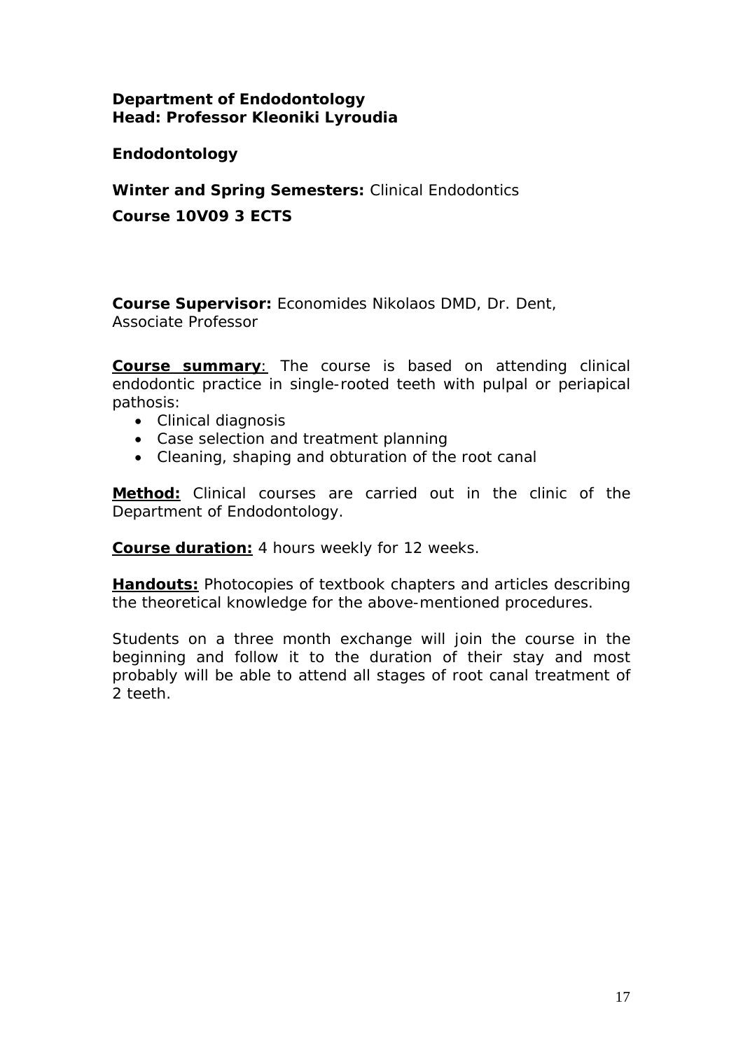**Department of Endodontology**
**Head: Professor Kleoniki Lyroudia**

**Endodontology**

**Winter and Spring Semesters:** Clinical Endodontics

**Course 10V09 3 ECTS**

**Course Supervisor:** Economides Nikolaos DMD, Dr. Dent, Associate Professor

**Course summary**: The course is based on attending clinical endodontic practice in single-rooted teeth with pulpal or periapical pathosis:

- Clinical diagnosis
- Case selection and treatment planning
- Cleaning, shaping and obturation of the root canal

**Method:** Clinical courses are carried out in the clinic of the Department of Endodontology.

**Course duration:** 4 hours weekly for 12 weeks.

**Handouts:** Photocopies of textbook chapters and articles describing the theoretical knowledge for the above-mentioned procedures.

Students on a three month exchange will join the course in the beginning and follow it to the duration of their stay and most probably will be able to attend all stages of root canal treatment of 2 teeth.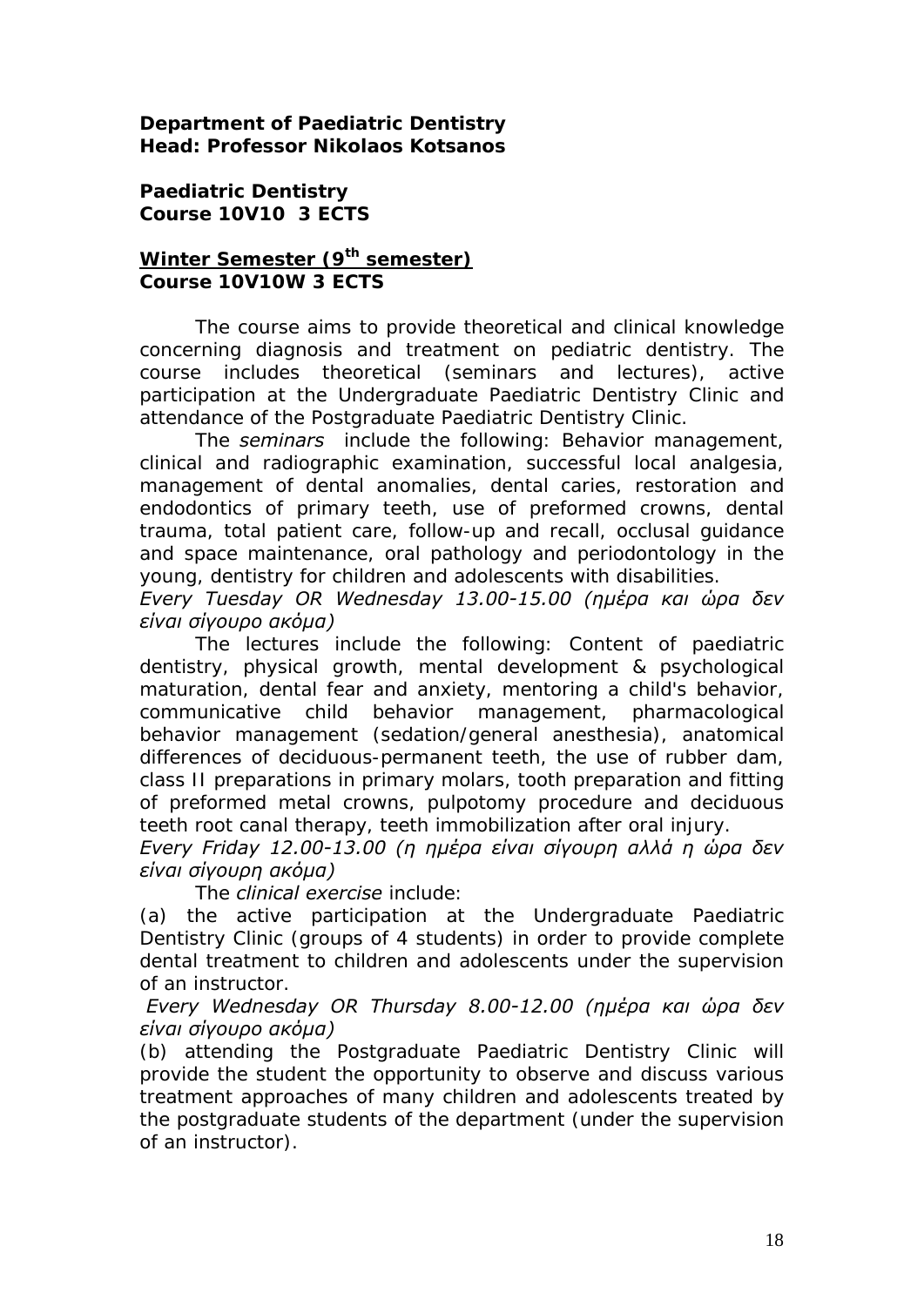**Department of Paediatric Dentistry**
**Head: Professor Nikolaos Kotsanos**

**Paediatric Dentistry**
**Course 10V10 3 ECTS**

## Winter Semester (9th semester)
**Course 10V10W 3 ECTS**

The course aims to provide theoretical and clinical knowledge concerning diagnosis and treatment on pediatric dentistry. The course includes theoretical (seminars and lectures), active participation at the Undergraduate Paediatric Dentistry Clinic and attendance of the Postgraduate Paediatric Dentistry Clinic.

The *seminars* include the following: Behavior management, clinical and radiographic examination, successful local analgesia, management of dental anomalies, dental caries, restoration and endodontics of primary teeth, use of preformed crowns, dental trauma, total patient care, follow-up and recall, occlusal guidance and space maintenance, oral pathology and periodontology in the young, dentistry for children and adolescents with disabilities.

*Every Tuesday OR Wednesday 13.00-15.00 (ημέρα και ώρα δεν είναι σίγουρο ακόμα)*

The lectures include the following: Content of paediatric dentistry, physical growth, mental development & psychological maturation, dental fear and anxiety, mentoring a child's behavior, communicative child behavior management, pharmacological behavior management (sedation/general anesthesia), anatomical differences of deciduous-permanent teeth, the use of rubber dam, class II preparations in primary molars, tooth preparation and fitting of preformed metal crowns, pulpotomy procedure and deciduous teeth root canal therapy, teeth immobilization after oral injury.

*Every Friday 12.00-13.00 (η ημέρα είναι σίγουρη αλλά η ώρα δεν είναι σίγουρη ακόμα)*

The *clinical exercise* include:

(a) the active participation at the Undergraduate Paediatric Dentistry Clinic (groups of 4 students) in order to provide complete dental treatment to children and adolescents under the supervision of an instructor.

*Every Wednesday OR Thursday 8.00-12.00 (ημέρα και ώρα δεν είναι σίγουρο ακόμα)*

(b) attending the Postgraduate Paediatric Dentistry Clinic will provide the student the opportunity to observe and discuss various treatment approaches of many children and adolescents treated by the postgraduate students of the department (under the supervision of an instructor).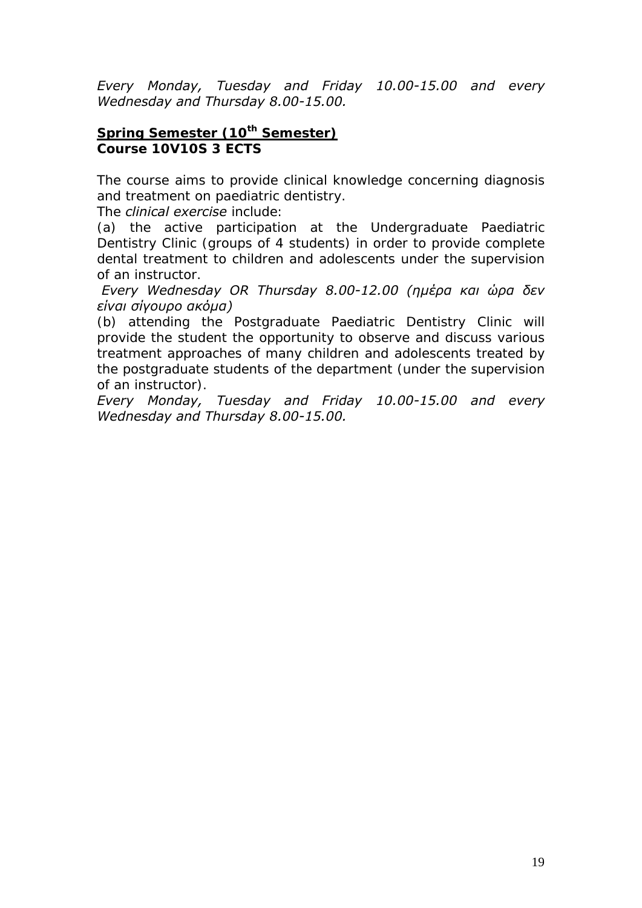*Every Monday, Tuesday and Friday 10.00-15.00 and every Wednesday and Thursday 8.00-15.00.*

**Spring Semester (10th Semester)**
**Course 10V10S 3 ECTS**

The course aims to provide clinical knowledge concerning diagnosis and treatment on paediatric dentistry.

The *clinical exercise* include:

(a) the active participation at the Undergraduate Paediatric Dentistry Clinic (groups of 4 students) in order to provide complete dental treatment to children and adolescents under the supervision of an instructor.

*Every Wednesday OR Thursday 8.00-12.00 (ημέρα και ώρα δεν είναι σίγουρο ακόμα)*

(b) attending the Postgraduate Paediatric Dentistry Clinic will provide the student the opportunity to observe and discuss various treatment approaches of many children and adolescents treated by the postgraduate students of the department (under the supervision of an instructor).

*Every Monday, Tuesday and Friday 10.00-15.00 and every Wednesday and Thursday 8.00-15.00.*